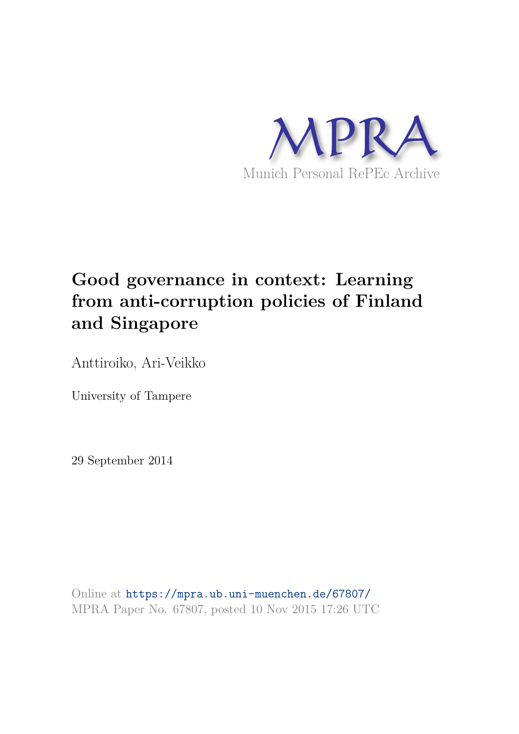MPRA

Munich Personal RePEc Archive

# Good governance in context: Learning from anti-corruption policies of Finland and Singapore

Anttiroiko, Ari-Veikko

University of Tampere

29 September 2014

Online at https://mpra.ub.uni-muenchen.de/67807/
MPRA Paper No. 67807, posted 10 Nov 2015 17:26 UTC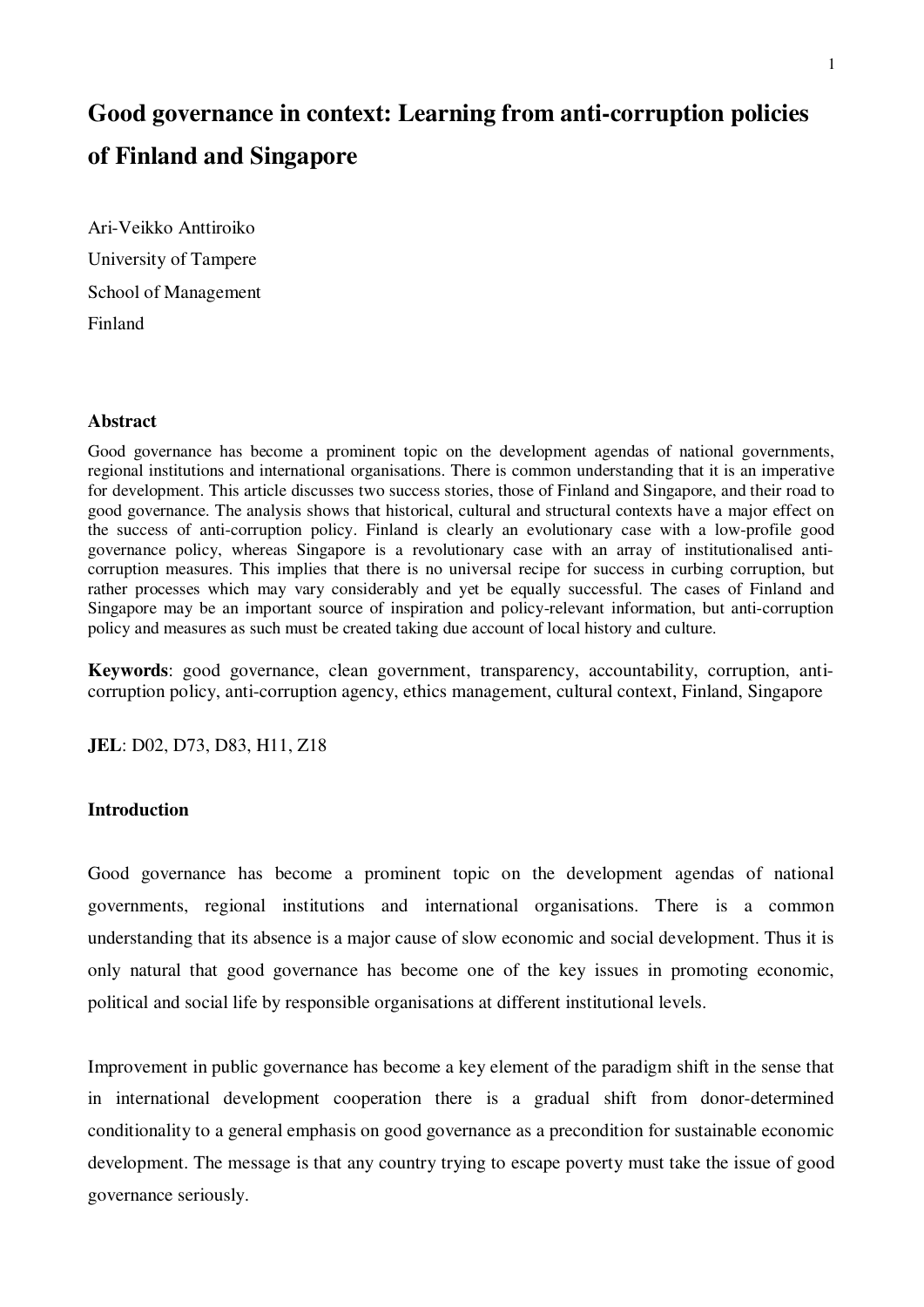# Good governance in context: Learning from anti-corruption policies of Finland and Singapore

Ari-Veikko Anttiroiko

University of Tampere

School of Management

Finland

### Abstract

Good governance has become a prominent topic on the development agendas of national governments, regional institutions and international organisations. There is common understanding that it is an imperative for development. This article discusses two success stories, those of Finland and Singapore, and their road to good governance. The analysis shows that historical, cultural and structural contexts have a major effect on the success of anti-corruption policy. Finland is clearly an evolutionary case with a low-profile good governance policy, whereas Singapore is a revolutionary case with an array of institutionalised anti-corruption measures. This implies that there is no universal recipe for success in curbing corruption, but rather processes which may vary considerably and yet be equally successful. The cases of Finland and Singapore may be an important source of inspiration and policy-relevant information, but anti-corruption policy and measures as such must be created taking due account of local history and culture.

**Keywords**: good governance, clean government, transparency, accountability, corruption, anti-corruption policy, anti-corruption agency, ethics management, cultural context, Finland, Singapore

**JEL**: D02, D73, D83, H11, Z18

### Introduction

Good governance has become a prominent topic on the development agendas of national governments, regional institutions and international organisations. There is a common understanding that its absence is a major cause of slow economic and social development. Thus it is only natural that good governance has become one of the key issues in promoting economic, political and social life by responsible organisations at different institutional levels.

Improvement in public governance has become a key element of the paradigm shift in the sense that in international development cooperation there is a gradual shift from donor-determined conditionality to a general emphasis on good governance as a precondition for sustainable economic development. The message is that any country trying to escape poverty must take the issue of good governance seriously.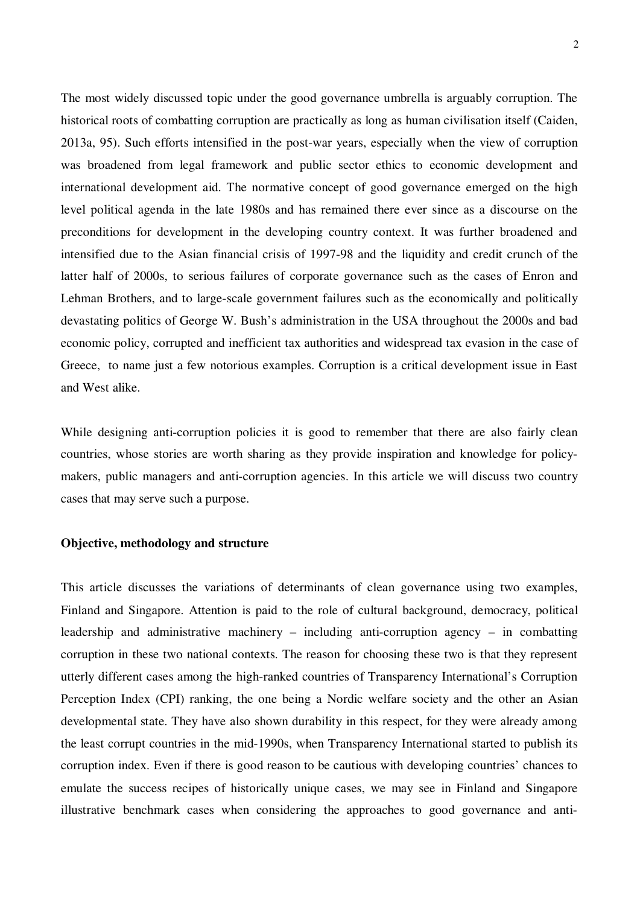The most widely discussed topic under the good governance umbrella is arguably corruption. The historical roots of combatting corruption are practically as long as human civilisation itself (Caiden, 2013a, 95). Such efforts intensified in the post-war years, especially when the view of corruption was broadened from legal framework and public sector ethics to economic development and international development aid. The normative concept of good governance emerged on the high level political agenda in the late 1980s and has remained there ever since as a discourse on the preconditions for development in the developing country context. It was further broadened and intensified due to the Asian financial crisis of 1997-98 and the liquidity and credit crunch of the latter half of 2000s, to serious failures of corporate governance such as the cases of Enron and Lehman Brothers, and to large-scale government failures such as the economically and politically devastating politics of George W. Bush's administration in the USA throughout the 2000s and bad economic policy, corrupted and inefficient tax authorities and widespread tax evasion in the case of Greece, to name just a few notorious examples. Corruption is a critical development issue in East and West alike.

While designing anti-corruption policies it is good to remember that there are also fairly clean countries, whose stories are worth sharing as they provide inspiration and knowledge for policy-makers, public managers and anti-corruption agencies. In this article we will discuss two country cases that may serve such a purpose.

**Objective, methodology and structure**

This article discusses the variations of determinants of clean governance using two examples, Finland and Singapore. Attention is paid to the role of cultural background, democracy, political leadership and administrative machinery – including anti-corruption agency – in combatting corruption in these two national contexts. The reason for choosing these two is that they represent utterly different cases among the high-ranked countries of Transparency International's Corruption Perception Index (CPI) ranking, the one being a Nordic welfare society and the other an Asian developmental state. They have also shown durability in this respect, for they were already among the least corrupt countries in the mid-1990s, when Transparency International started to publish its corruption index. Even if there is good reason to be cautious with developing countries' chances to emulate the success recipes of historically unique cases, we may see in Finland and Singapore illustrative benchmark cases when considering the approaches to good governance and anti-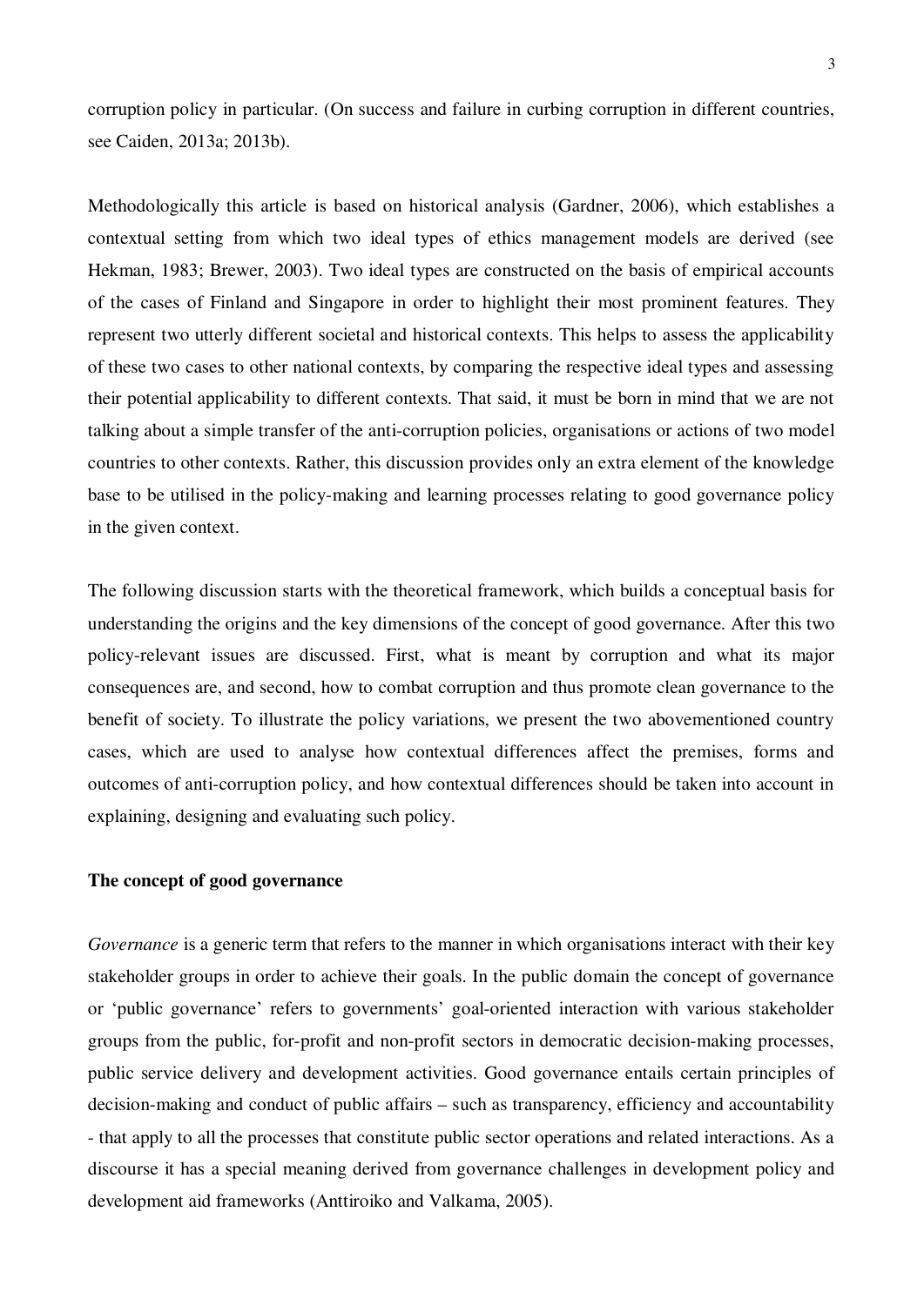corruption policy in particular. (On success and failure in curbing corruption in different countries, see Caiden, 2013a; 2013b).

Methodologically this article is based on historical analysis (Gardner, 2006), which establishes a contextual setting from which two ideal types of ethics management models are derived (see Hekman, 1983; Brewer, 2003). Two ideal types are constructed on the basis of empirical accounts of the cases of Finland and Singapore in order to highlight their most prominent features. They represent two utterly different societal and historical contexts. This helps to assess the applicability of these two cases to other national contexts, by comparing the respective ideal types and assessing their potential applicability to different contexts. That said, it must be born in mind that we are not talking about a simple transfer of the anti-corruption policies, organisations or actions of two model countries to other contexts. Rather, this discussion provides only an extra element of the knowledge base to be utilised in the policy-making and learning processes relating to good governance policy in the given context.

The following discussion starts with the theoretical framework, which builds a conceptual basis for understanding the origins and the key dimensions of the concept of good governance. After this two policy-relevant issues are discussed. First, what is meant by corruption and what its major consequences are, and second, how to combat corruption and thus promote clean governance to the benefit of society. To illustrate the policy variations, we present the two abovementioned country cases, which are used to analyse how contextual differences affect the premises, forms and outcomes of anti-corruption policy, and how contextual differences should be taken into account in explaining, designing and evaluating such policy.

## The concept of good governance

*Governance* is a generic term that refers to the manner in which organisations interact with their key stakeholder groups in order to achieve their goals. In the public domain the concept of governance or 'public governance' refers to governments' goal-oriented interaction with various stakeholder groups from the public, for-profit and non-profit sectors in democratic decision-making processes, public service delivery and development activities. Good governance entails certain principles of decision-making and conduct of public affairs – such as transparency, efficiency and accountability - that apply to all the processes that constitute public sector operations and related interactions. As a discourse it has a special meaning derived from governance challenges in development policy and development aid frameworks (Anttiroiko and Valkama, 2005).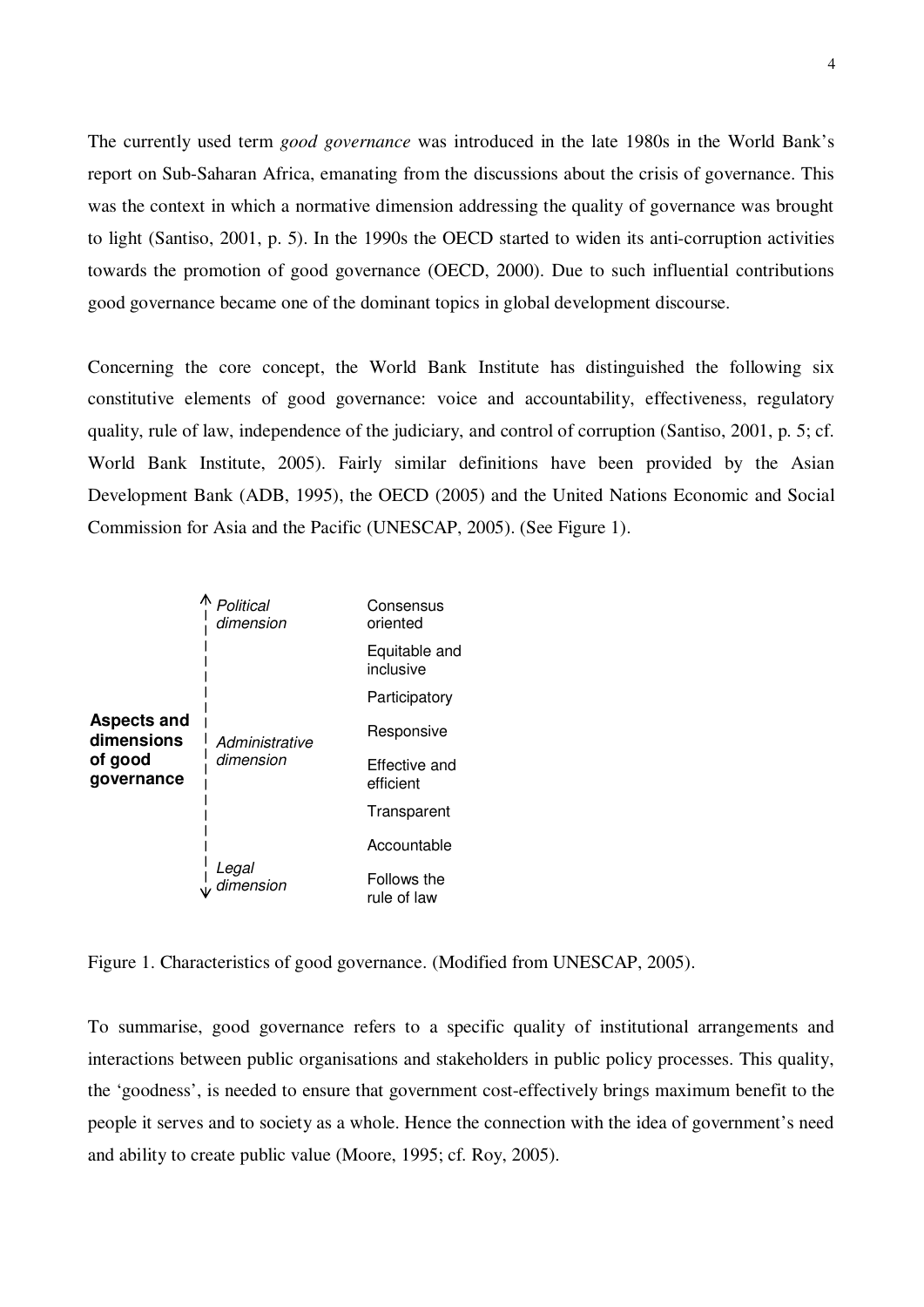The currently used term *good governance* was introduced in the late 1980s in the World Bank's report on Sub-Saharan Africa, emanating from the discussions about the crisis of governance. This was the context in which a normative dimension addressing the quality of governance was brought to light (Santiso, 2001, p. 5). In the 1990s the OECD started to widen its anti-corruption activities towards the promotion of good governance (OECD, 2000). Due to such influential contributions good governance became one of the dominant topics in global development discourse.

Concerning the core concept, the World Bank Institute has distinguished the following six constitutive elements of good governance: voice and accountability, effectiveness, regulatory quality, rule of law, independence of the judiciary, and control of corruption (Santiso, 2001, p. 5; cf. World Bank Institute, 2005). Fairly similar definitions have been provided by the Asian Development Bank (ADB, 1995), the OECD (2005) and the United Nations Economic and Social Commission for Asia and the Pacific (UNESCAP, 2005). (See Figure 1).

| | | |
|---|---|---|
| **Aspects and dimensions of good governance** | *Political dimension* | Consensus oriented |
| | | Equitable and inclusive |
| | | Participatory |
| | *Administrative dimension* | Responsive |
| | | Effective and efficient |
| | | Transparent |
| | | Accountable |
| | *Legal dimension* | Follows the rule of law |

Figure 1. Characteristics of good governance. (Modified from UNESCAP, 2005).

To summarise, good governance refers to a specific quality of institutional arrangements and interactions between public organisations and stakeholders in public policy processes. This quality, the 'goodness', is needed to ensure that government cost-effectively brings maximum benefit to the people it serves and to society as a whole. Hence the connection with the idea of government's need and ability to create public value (Moore, 1995; cf. Roy, 2005).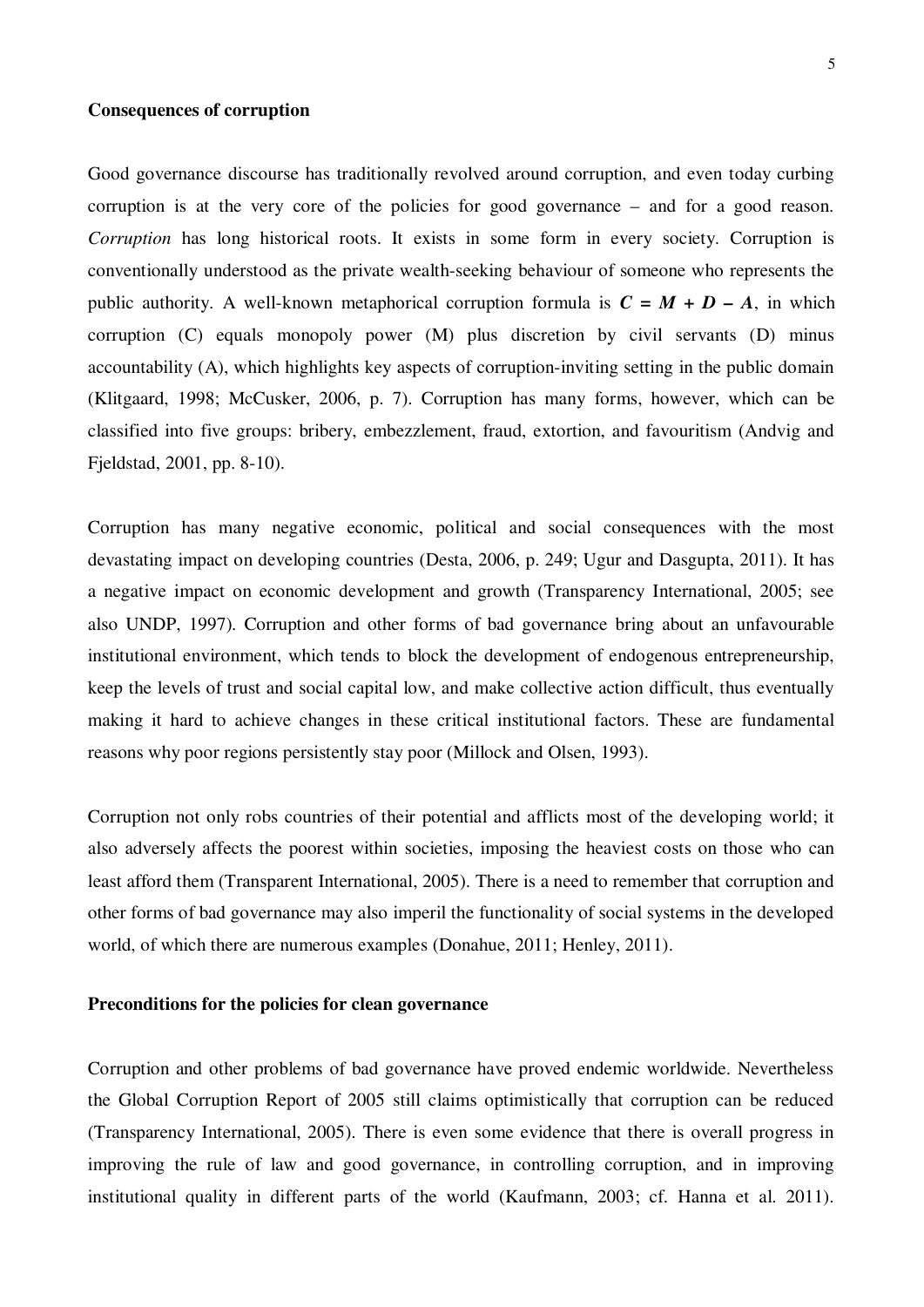**Consequences of corruption**

Good governance discourse has traditionally revolved around corruption, and even today curbing corruption is at the very core of the policies for good governance – and for a good reason. *Corruption* has long historical roots. It exists in some form in every society. Corruption is conventionally understood as the private wealth-seeking behaviour of someone who represents the public authority. A well-known metaphorical corruption formula is $\boldsymbol{C = M + D - A}$, in which corruption (C) equals monopoly power (M) plus discretion by civil servants (D) minus accountability (A), which highlights key aspects of corruption-inviting setting in the public domain (Klitgaard, 1998; McCusker, 2006, p. 7). Corruption has many forms, however, which can be classified into five groups: bribery, embezzlement, fraud, extortion, and favouritism (Andvig and Fjeldstad, 2001, pp. 8-10).

Corruption has many negative economic, political and social consequences with the most devastating impact on developing countries (Desta, 2006, p. 249; Ugur and Dasgupta, 2011). It has a negative impact on economic development and growth (Transparency International, 2005; see also UNDP, 1997). Corruption and other forms of bad governance bring about an unfavourable institutional environment, which tends to block the development of endogenous entrepreneurship, keep the levels of trust and social capital low, and make collective action difficult, thus eventually making it hard to achieve changes in these critical institutional factors. These are fundamental reasons why poor regions persistently stay poor (Millock and Olsen, 1993).

Corruption not only robs countries of their potential and afflicts most of the developing world; it also adversely affects the poorest within societies, imposing the heaviest costs on those who can least afford them (Transparent International, 2005). There is a need to remember that corruption and other forms of bad governance may also imperil the functionality of social systems in the developed world, of which there are numerous examples (Donahue, 2011; Henley, 2011).

**Preconditions for the policies for clean governance**

Corruption and other problems of bad governance have proved endemic worldwide. Nevertheless the Global Corruption Report of 2005 still claims optimistically that corruption can be reduced (Transparency International, 2005). There is even some evidence that there is overall progress in improving the rule of law and good governance, in controlling corruption, and in improving institutional quality in different parts of the world (Kaufmann, 2003; cf. Hanna et al. 2011).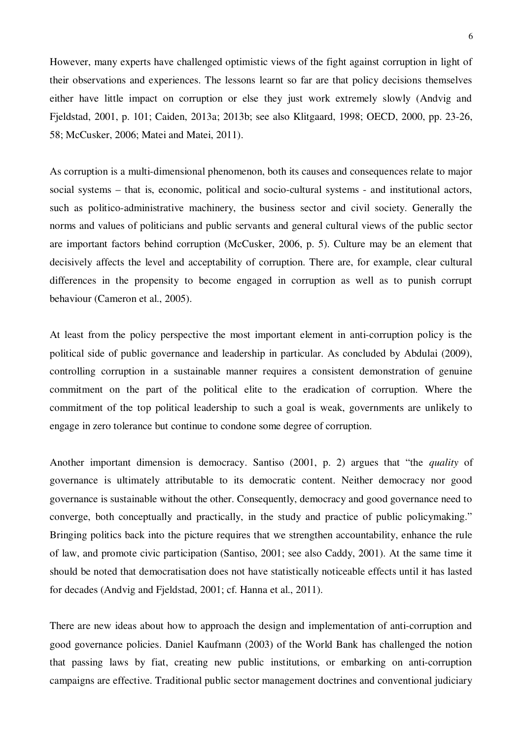However, many experts have challenged optimistic views of the fight against corruption in light of their observations and experiences. The lessons learnt so far are that policy decisions themselves either have little impact on corruption or else they just work extremely slowly (Andvig and Fjeldstad, 2001, p. 101; Caiden, 2013a; 2013b; see also Klitgaard, 1998; OECD, 2000, pp. 23-26, 58; McCusker, 2006; Matei and Matei, 2011).

As corruption is a multi-dimensional phenomenon, both its causes and consequences relate to major social systems – that is, economic, political and socio-cultural systems - and institutional actors, such as politico-administrative machinery, the business sector and civil society. Generally the norms and values of politicians and public servants and general cultural views of the public sector are important factors behind corruption (McCusker, 2006, p. 5). Culture may be an element that decisively affects the level and acceptability of corruption. There are, for example, clear cultural differences in the propensity to become engaged in corruption as well as to punish corrupt behaviour (Cameron et al., 2005).

At least from the policy perspective the most important element in anti-corruption policy is the political side of public governance and leadership in particular. As concluded by Abdulai (2009), controlling corruption in a sustainable manner requires a consistent demonstration of genuine commitment on the part of the political elite to the eradication of corruption. Where the commitment of the top political leadership to such a goal is weak, governments are unlikely to engage in zero tolerance but continue to condone some degree of corruption.

Another important dimension is democracy. Santiso (2001, p. 2) argues that "the *quality* of governance is ultimately attributable to its democratic content. Neither democracy nor good governance is sustainable without the other. Consequently, democracy and good governance need to converge, both conceptually and practically, in the study and practice of public policymaking." Bringing politics back into the picture requires that we strengthen accountability, enhance the rule of law, and promote civic participation (Santiso, 2001; see also Caddy, 2001). At the same time it should be noted that democratisation does not have statistically noticeable effects until it has lasted for decades (Andvig and Fjeldstad, 2001; cf. Hanna et al., 2011).

There are new ideas about how to approach the design and implementation of anti-corruption and good governance policies. Daniel Kaufmann (2003) of the World Bank has challenged the notion that passing laws by fiat, creating new public institutions, or embarking on anti-corruption campaigns are effective. Traditional public sector management doctrines and conventional judiciary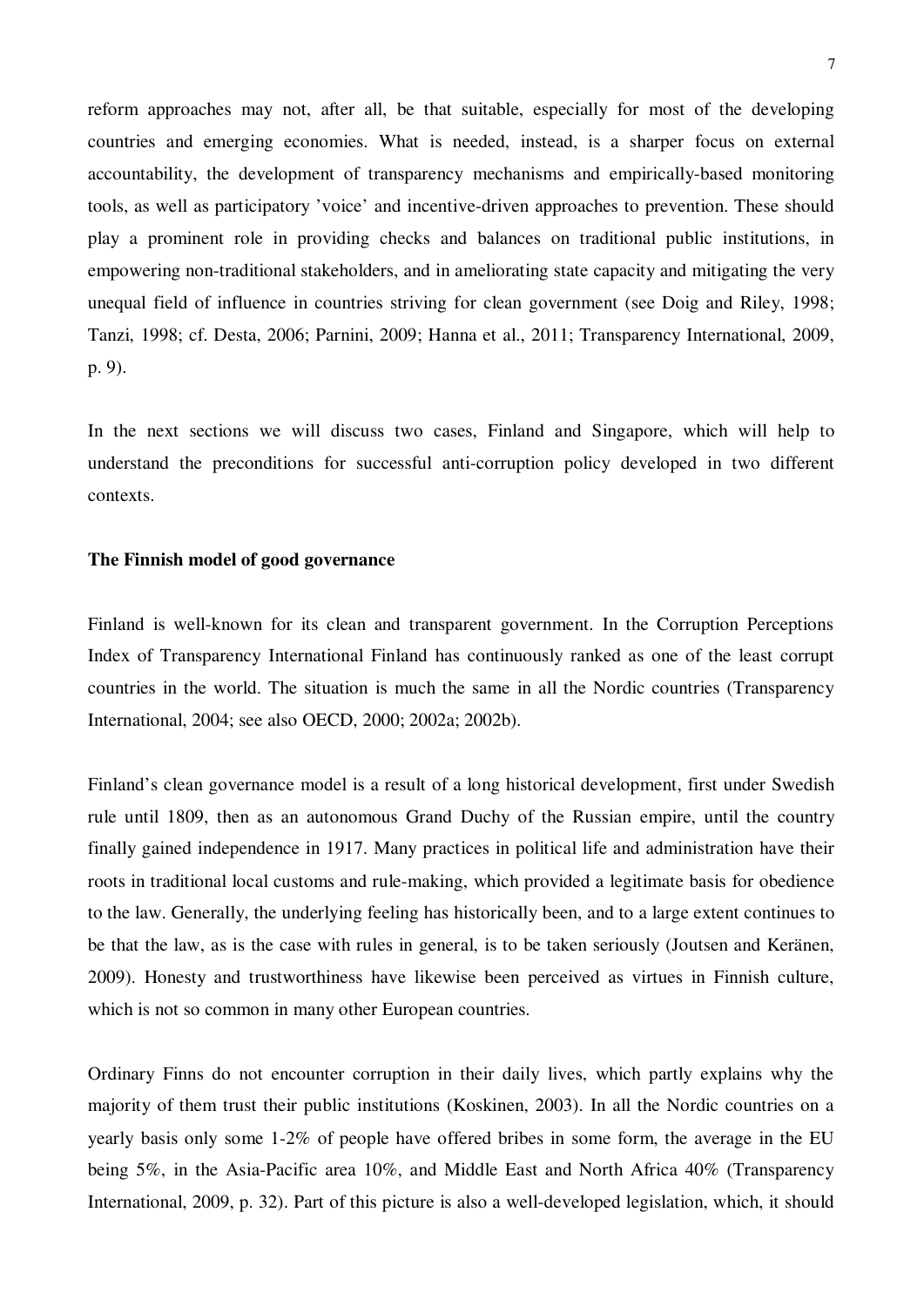reform approaches may not, after all, be that suitable, especially for most of the developing countries and emerging economies. What is needed, instead, is a sharper focus on external accountability, the development of transparency mechanisms and empirically-based monitoring tools, as well as participatory 'voice' and incentive-driven approaches to prevention. These should play a prominent role in providing checks and balances on traditional public institutions, in empowering non-traditional stakeholders, and in ameliorating state capacity and mitigating the very unequal field of influence in countries striving for clean government (see Doig and Riley, 1998; Tanzi, 1998; cf. Desta, 2006; Parnini, 2009; Hanna et al., 2011; Transparency International, 2009, p. 9).

In the next sections we will discuss two cases, Finland and Singapore, which will help to understand the preconditions for successful anti-corruption policy developed in two different contexts.

## The Finnish model of good governance

Finland is well-known for its clean and transparent government. In the Corruption Perceptions Index of Transparency International Finland has continuously ranked as one of the least corrupt countries in the world. The situation is much the same in all the Nordic countries (Transparency International, 2004; see also OECD, 2000; 2002a; 2002b).

Finland's clean governance model is a result of a long historical development, first under Swedish rule until 1809, then as an autonomous Grand Duchy of the Russian empire, until the country finally gained independence in 1917. Many practices in political life and administration have their roots in traditional local customs and rule-making, which provided a legitimate basis for obedience to the law. Generally, the underlying feeling has historically been, and to a large extent continues to be that the law, as is the case with rules in general, is to be taken seriously (Joutsen and Keränen, 2009). Honesty and trustworthiness have likewise been perceived as virtues in Finnish culture, which is not so common in many other European countries.

Ordinary Finns do not encounter corruption in their daily lives, which partly explains why the majority of them trust their public institutions (Koskinen, 2003). In all the Nordic countries on a yearly basis only some 1-2% of people have offered bribes in some form, the average in the EU being 5%, in the Asia-Pacific area 10%, and Middle East and North Africa 40% (Transparency International, 2009, p. 32). Part of this picture is also a well-developed legislation, which, it should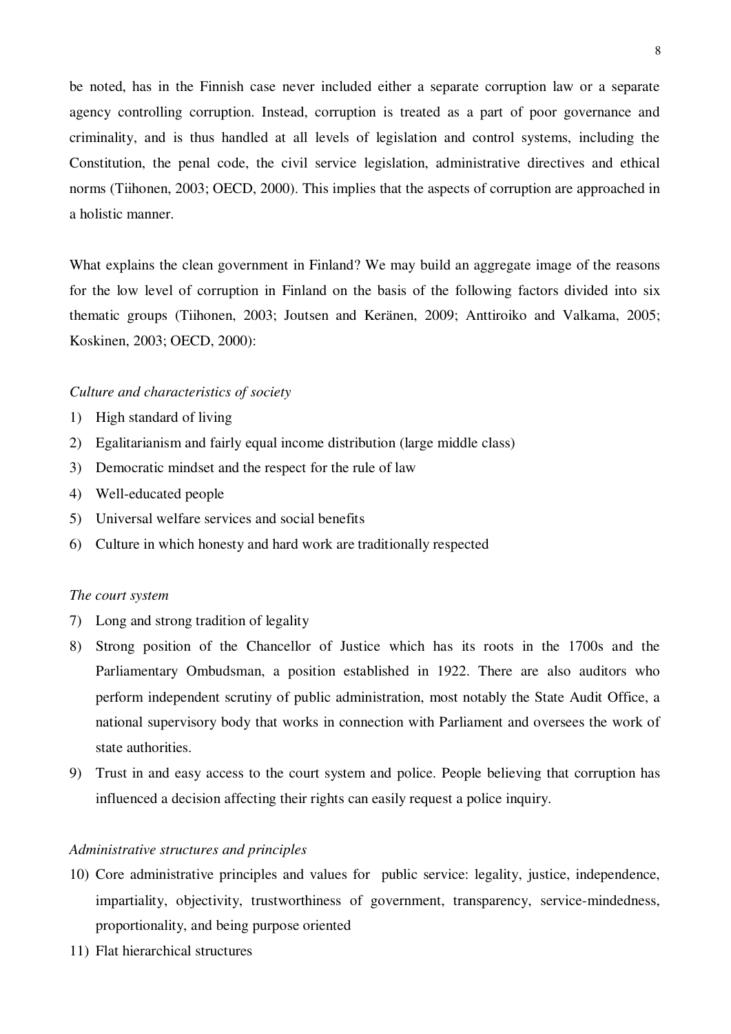be noted, has in the Finnish case never included either a separate corruption law or a separate agency controlling corruption. Instead, corruption is treated as a part of poor governance and criminality, and is thus handled at all levels of legislation and control systems, including the Constitution, the penal code, the civil service legislation, administrative directives and ethical norms (Tiihonen, 2003; OECD, 2000). This implies that the aspects of corruption are approached in a holistic manner.

What explains the clean government in Finland? We may build an aggregate image of the reasons for the low level of corruption in Finland on the basis of the following factors divided into six thematic groups (Tiihonen, 2003; Joutsen and Keränen, 2009; Anttiroiko and Valkama, 2005; Koskinen, 2003; OECD, 2000):

*Culture and characteristics of society*

1) High standard of living
2) Egalitarianism and fairly equal income distribution (large middle class)
3) Democratic mindset and the respect for the rule of law
4) Well-educated people
5) Universal welfare services and social benefits
6) Culture in which honesty and hard work are traditionally respected

*The court system*

7) Long and strong tradition of legality
8) Strong position of the Chancellor of Justice which has its roots in the 1700s and the Parliamentary Ombudsman, a position established in 1922. There are also auditors who perform independent scrutiny of public administration, most notably the State Audit Office, a national supervisory body that works in connection with Parliament and oversees the work of state authorities.
9) Trust in and easy access to the court system and police. People believing that corruption has influenced a decision affecting their rights can easily request a police inquiry.

*Administrative structures and principles*

10) Core administrative principles and values for public service: legality, justice, independence, impartiality, objectivity, trustworthiness of government, transparency, service-mindedness, proportionality, and being purpose oriented
11) Flat hierarchical structures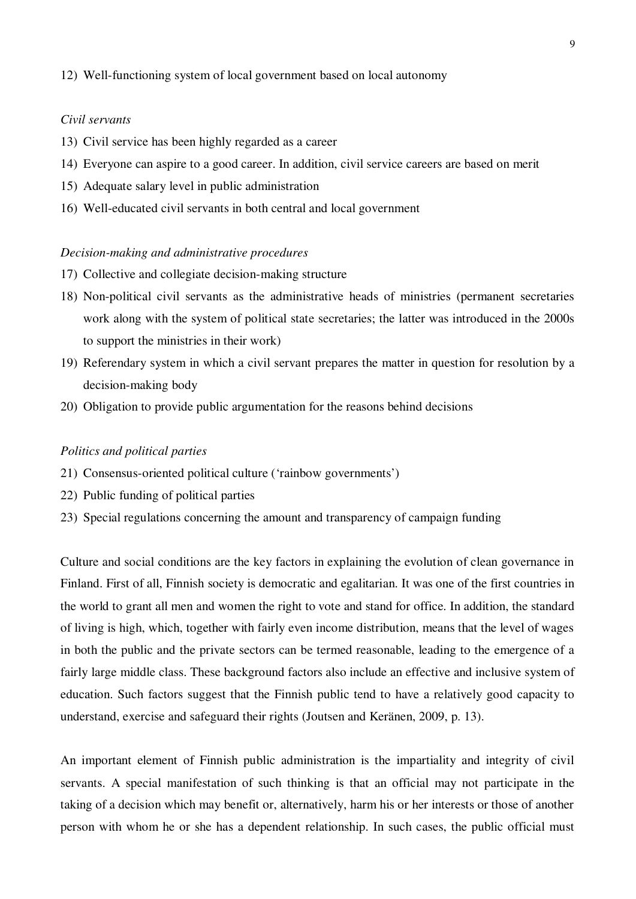12) Well-functioning system of local government based on local autonomy

*Civil servants*

13) Civil service has been highly regarded as a career
14) Everyone can aspire to a good career. In addition, civil service careers are based on merit
15) Adequate salary level in public administration
16) Well-educated civil servants in both central and local government

*Decision-making and administrative procedures*

17) Collective and collegiate decision-making structure
18) Non-political civil servants as the administrative heads of ministries (permanent secretaries work along with the system of political state secretaries; the latter was introduced in the 2000s to support the ministries in their work)
19) Referendary system in which a civil servant prepares the matter in question for resolution by a decision-making body
20) Obligation to provide public argumentation for the reasons behind decisions

*Politics and political parties*

21) Consensus-oriented political culture ('rainbow governments')
22) Public funding of political parties
23) Special regulations concerning the amount and transparency of campaign funding

Culture and social conditions are the key factors in explaining the evolution of clean governance in Finland. First of all, Finnish society is democratic and egalitarian. It was one of the first countries in the world to grant all men and women the right to vote and stand for office. In addition, the standard of living is high, which, together with fairly even income distribution, means that the level of wages in both the public and the private sectors can be termed reasonable, leading to the emergence of a fairly large middle class. These background factors also include an effective and inclusive system of education. Such factors suggest that the Finnish public tend to have a relatively good capacity to understand, exercise and safeguard their rights (Joutsen and Keränen, 2009, p. 13).

An important element of Finnish public administration is the impartiality and integrity of civil servants. A special manifestation of such thinking is that an official may not participate in the taking of a decision which may benefit or, alternatively, harm his or her interests or those of another person with whom he or she has a dependent relationship. In such cases, the public official must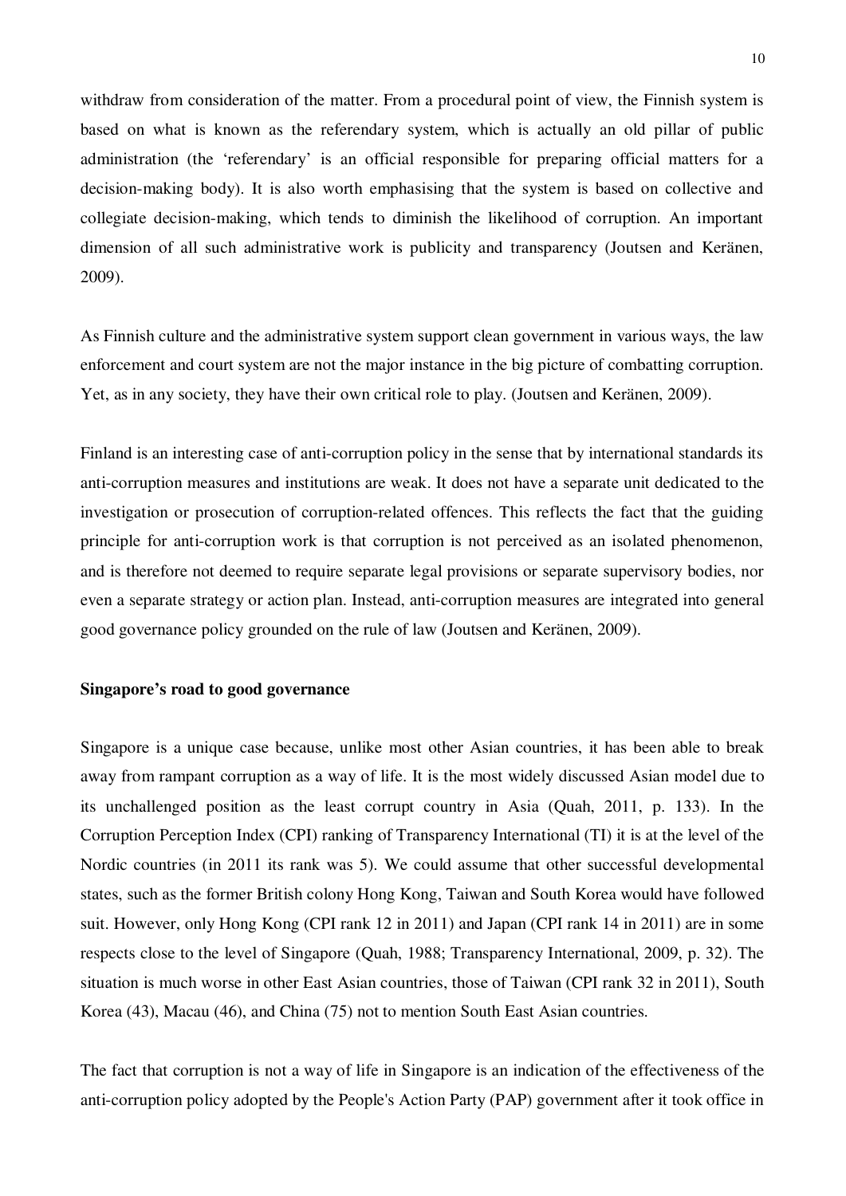withdraw from consideration of the matter. From a procedural point of view, the Finnish system is based on what is known as the referendary system, which is actually an old pillar of public administration (the 'referendary' is an official responsible for preparing official matters for a decision-making body). It is also worth emphasising that the system is based on collective and collegiate decision-making, which tends to diminish the likelihood of corruption. An important dimension of all such administrative work is publicity and transparency (Joutsen and Keränen, 2009).

As Finnish culture and the administrative system support clean government in various ways, the law enforcement and court system are not the major instance in the big picture of combatting corruption. Yet, as in any society, they have their own critical role to play. (Joutsen and Keränen, 2009).

Finland is an interesting case of anti-corruption policy in the sense that by international standards its anti-corruption measures and institutions are weak. It does not have a separate unit dedicated to the investigation or prosecution of corruption-related offences. This reflects the fact that the guiding principle for anti-corruption work is that corruption is not perceived as an isolated phenomenon, and is therefore not deemed to require separate legal provisions or separate supervisory bodies, nor even a separate strategy or action plan. Instead, anti-corruption measures are integrated into general good governance policy grounded on the rule of law (Joutsen and Keränen, 2009).

**Singapore's road to good governance**

Singapore is a unique case because, unlike most other Asian countries, it has been able to break away from rampant corruption as a way of life. It is the most widely discussed Asian model due to its unchallenged position as the least corrupt country in Asia (Quah, 2011, p. 133). In the Corruption Perception Index (CPI) ranking of Transparency International (TI) it is at the level of the Nordic countries (in 2011 its rank was 5). We could assume that other successful developmental states, such as the former British colony Hong Kong, Taiwan and South Korea would have followed suit. However, only Hong Kong (CPI rank 12 in 2011) and Japan (CPI rank 14 in 2011) are in some respects close to the level of Singapore (Quah, 1988; Transparency International, 2009, p. 32). The situation is much worse in other East Asian countries, those of Taiwan (CPI rank 32 in 2011), South Korea (43), Macau (46), and China (75) not to mention South East Asian countries.

The fact that corruption is not a way of life in Singapore is an indication of the effectiveness of the anti-corruption policy adopted by the People's Action Party (PAP) government after it took office in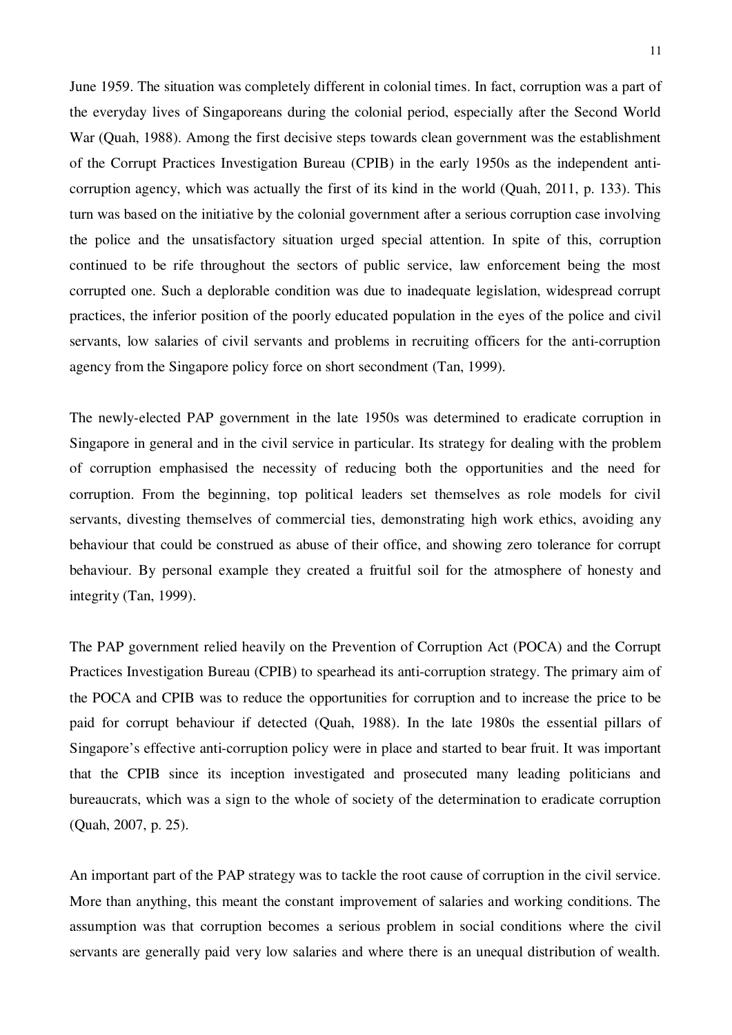June 1959. The situation was completely different in colonial times. In fact, corruption was a part of the everyday lives of Singaporeans during the colonial period, especially after the Second World War (Quah, 1988). Among the first decisive steps towards clean government was the establishment of the Corrupt Practices Investigation Bureau (CPIB) in the early 1950s as the independent anti-corruption agency, which was actually the first of its kind in the world (Quah, 2011, p. 133). This turn was based on the initiative by the colonial government after a serious corruption case involving the police and the unsatisfactory situation urged special attention. In spite of this, corruption continued to be rife throughout the sectors of public service, law enforcement being the most corrupted one. Such a deplorable condition was due to inadequate legislation, widespread corrupt practices, the inferior position of the poorly educated population in the eyes of the police and civil servants, low salaries of civil servants and problems in recruiting officers for the anti-corruption agency from the Singapore policy force on short secondment (Tan, 1999).

The newly-elected PAP government in the late 1950s was determined to eradicate corruption in Singapore in general and in the civil service in particular. Its strategy for dealing with the problem of corruption emphasised the necessity of reducing both the opportunities and the need for corruption. From the beginning, top political leaders set themselves as role models for civil servants, divesting themselves of commercial ties, demonstrating high work ethics, avoiding any behaviour that could be construed as abuse of their office, and showing zero tolerance for corrupt behaviour. By personal example they created a fruitful soil for the atmosphere of honesty and integrity (Tan, 1999).

The PAP government relied heavily on the Prevention of Corruption Act (POCA) and the Corrupt Practices Investigation Bureau (CPIB) to spearhead its anti-corruption strategy. The primary aim of the POCA and CPIB was to reduce the opportunities for corruption and to increase the price to be paid for corrupt behaviour if detected (Quah, 1988). In the late 1980s the essential pillars of Singapore's effective anti-corruption policy were in place and started to bear fruit. It was important that the CPIB since its inception investigated and prosecuted many leading politicians and bureaucrats, which was a sign to the whole of society of the determination to eradicate corruption (Quah, 2007, p. 25).

An important part of the PAP strategy was to tackle the root cause of corruption in the civil service. More than anything, this meant the constant improvement of salaries and working conditions. The assumption was that corruption becomes a serious problem in social conditions where the civil servants are generally paid very low salaries and where there is an unequal distribution of wealth.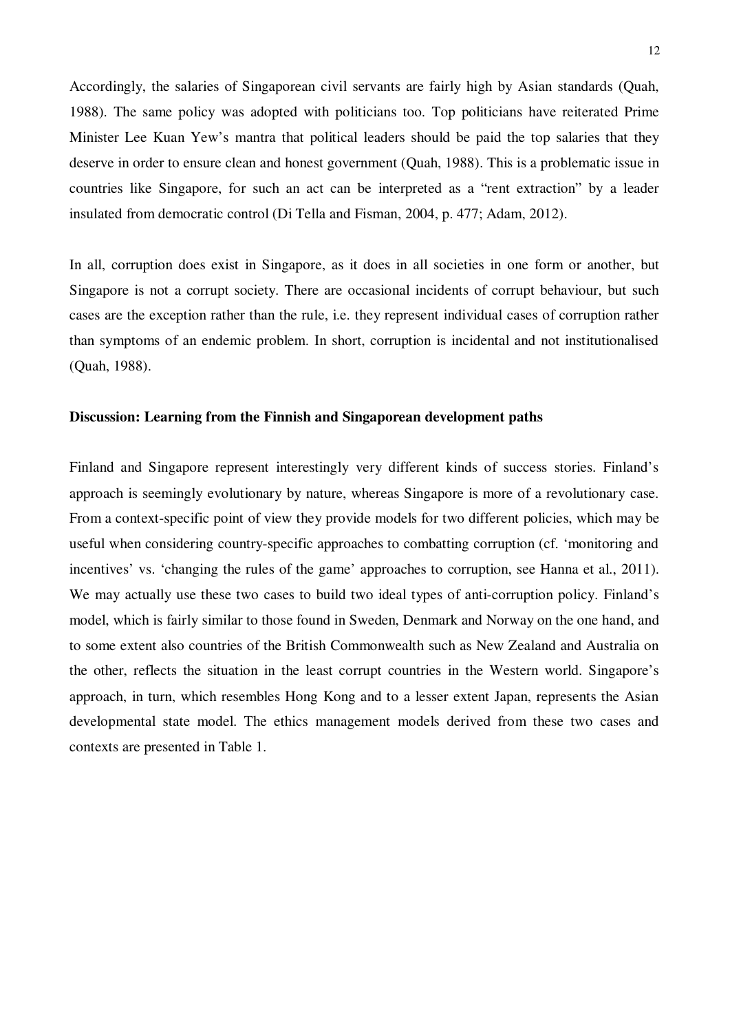Accordingly, the salaries of Singaporean civil servants are fairly high by Asian standards (Quah, 1988). The same policy was adopted with politicians too. Top politicians have reiterated Prime Minister Lee Kuan Yew's mantra that political leaders should be paid the top salaries that they deserve in order to ensure clean and honest government (Quah, 1988). This is a problematic issue in countries like Singapore, for such an act can be interpreted as a "rent extraction" by a leader insulated from democratic control (Di Tella and Fisman, 2004, p. 477; Adam, 2012).

In all, corruption does exist in Singapore, as it does in all societies in one form or another, but Singapore is not a corrupt society. There are occasional incidents of corrupt behaviour, but such cases are the exception rather than the rule, i.e. they represent individual cases of corruption rather than symptoms of an endemic problem. In short, corruption is incidental and not institutionalised (Quah, 1988).

**Discussion: Learning from the Finnish and Singaporean development paths**

Finland and Singapore represent interestingly very different kinds of success stories. Finland's approach is seemingly evolutionary by nature, whereas Singapore is more of a revolutionary case. From a context-specific point of view they provide models for two different policies, which may be useful when considering country-specific approaches to combatting corruption (cf. 'monitoring and incentives' vs. 'changing the rules of the game' approaches to corruption, see Hanna et al., 2011). We may actually use these two cases to build two ideal types of anti-corruption policy. Finland's model, which is fairly similar to those found in Sweden, Denmark and Norway on the one hand, and to some extent also countries of the British Commonwealth such as New Zealand and Australia on the other, reflects the situation in the least corrupt countries in the Western world. Singapore's approach, in turn, which resembles Hong Kong and to a lesser extent Japan, represents the Asian developmental state model. The ethics management models derived from these two cases and contexts are presented in Table 1.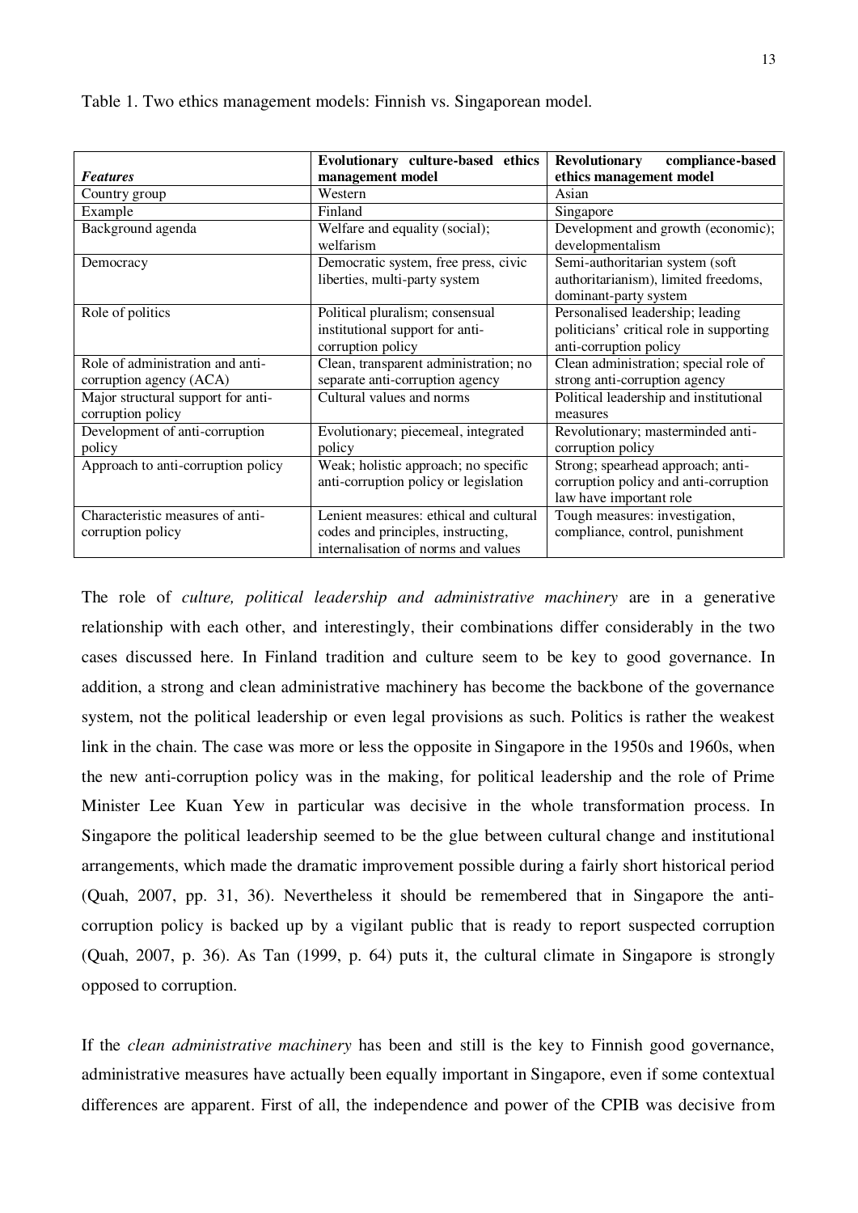Table 1. Two ethics management models: Finnish vs. Singaporean model.

| ***Features*** | **Evolutionary culture-based ethics management model** | **Revolutionary compliance-based ethics management model** |
|---|---|---|
| Country group | Western | Asian |
| Example | Finland | Singapore |
| Background agenda | Welfare and equality (social); welfarism | Development and growth (economic); developmentalism |
| Democracy | Democratic system, free press, civic liberties, multi-party system | Semi-authoritarian system (soft authoritarianism), limited freedoms, dominant-party system |
| Role of politics | Political pluralism; consensual institutional support for anti-corruption policy | Personalised leadership; leading politicians' critical role in supporting anti-corruption policy |
| Role of administration and anti-corruption agency (ACA) | Clean, transparent administration; no separate anti-corruption agency | Clean administration; special role of strong anti-corruption agency |
| Major structural support for anti-corruption policy | Cultural values and norms | Political leadership and institutional measures |
| Development of anti-corruption policy | Evolutionary; piecemeal, integrated policy | Revolutionary; masterminded anti-corruption policy |
| Approach to anti-corruption policy | Weak; holistic approach; no specific anti-corruption policy or legislation | Strong; spearhead approach; anti-corruption policy and anti-corruption law have important role |
| Characteristic measures of anti-corruption policy | Lenient measures: ethical and cultural codes and principles, instructing, internalisation of norms and values | Tough measures: investigation, compliance, control, punishment |

The role of *culture, political leadership and administrative machinery* are in a generative relationship with each other, and interestingly, their combinations differ considerably in the two cases discussed here. In Finland tradition and culture seem to be key to good governance. In addition, a strong and clean administrative machinery has become the backbone of the governance system, not the political leadership or even legal provisions as such. Politics is rather the weakest link in the chain. The case was more or less the opposite in Singapore in the 1950s and 1960s, when the new anti-corruption policy was in the making, for political leadership and the role of Prime Minister Lee Kuan Yew in particular was decisive in the whole transformation process. In Singapore the political leadership seemed to be the glue between cultural change and institutional arrangements, which made the dramatic improvement possible during a fairly short historical period (Quah, 2007, pp. 31, 36). Nevertheless it should be remembered that in Singapore the anti-corruption policy is backed up by a vigilant public that is ready to report suspected corruption (Quah, 2007, p. 36). As Tan (1999, p. 64) puts it, the cultural climate in Singapore is strongly opposed to corruption.

If the *clean administrative machinery* has been and still is the key to Finnish good governance, administrative measures have actually been equally important in Singapore, even if some contextual differences are apparent. First of all, the independence and power of the CPIB was decisive from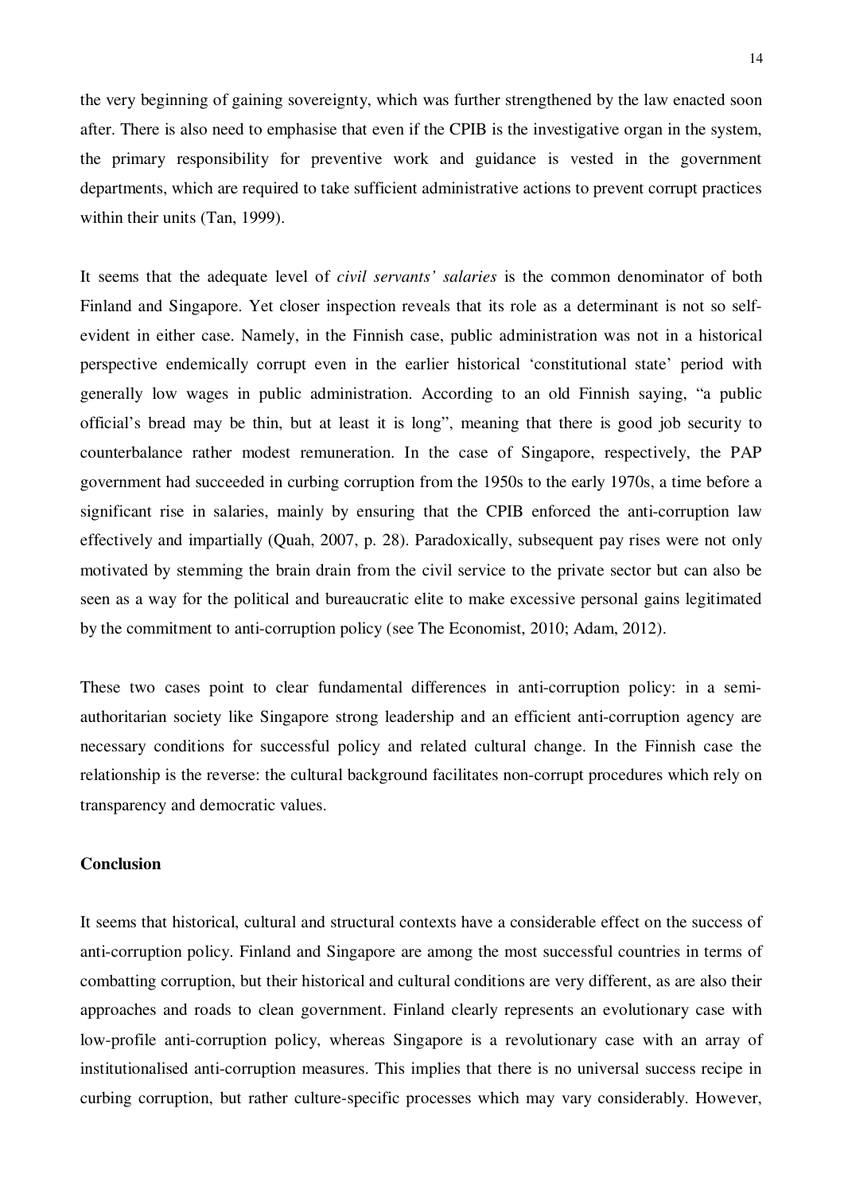the very beginning of gaining sovereignty, which was further strengthened by the law enacted soon after. There is also need to emphasise that even if the CPIB is the investigative organ in the system, the primary responsibility for preventive work and guidance is vested in the government departments, which are required to take sufficient administrative actions to prevent corrupt practices within their units (Tan, 1999).

It seems that the adequate level of *civil servants' salaries* is the common denominator of both Finland and Singapore. Yet closer inspection reveals that its role as a determinant is not so self-evident in either case. Namely, in the Finnish case, public administration was not in a historical perspective endemically corrupt even in the earlier historical 'constitutional state' period with generally low wages in public administration. According to an old Finnish saying, "a public official's bread may be thin, but at least it is long", meaning that there is good job security to counterbalance rather modest remuneration. In the case of Singapore, respectively, the PAP government had succeeded in curbing corruption from the 1950s to the early 1970s, a time before a significant rise in salaries, mainly by ensuring that the CPIB enforced the anti-corruption law effectively and impartially (Quah, 2007, p. 28). Paradoxically, subsequent pay rises were not only motivated by stemming the brain drain from the civil service to the private sector but can also be seen as a way for the political and bureaucratic elite to make excessive personal gains legitimated by the commitment to anti-corruption policy (see The Economist, 2010; Adam, 2012).

These two cases point to clear fundamental differences in anti-corruption policy: in a semi-authoritarian society like Singapore strong leadership and an efficient anti-corruption agency are necessary conditions for successful policy and related cultural change. In the Finnish case the relationship is the reverse: the cultural background facilitates non-corrupt procedures which rely on transparency and democratic values.

## Conclusion

It seems that historical, cultural and structural contexts have a considerable effect on the success of anti-corruption policy. Finland and Singapore are among the most successful countries in terms of combatting corruption, but their historical and cultural conditions are very different, as are also their approaches and roads to clean government. Finland clearly represents an evolutionary case with low-profile anti-corruption policy, whereas Singapore is a revolutionary case with an array of institutionalised anti-corruption measures. This implies that there is no universal success recipe in curbing corruption, but rather culture-specific processes which may vary considerably. However,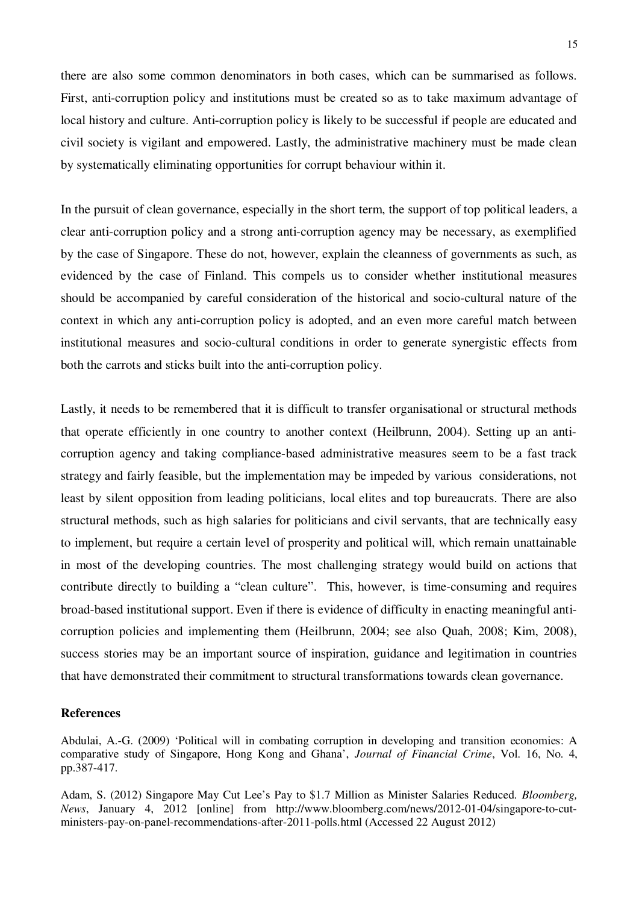there are also some common denominators in both cases, which can be summarised as follows. First, anti-corruption policy and institutions must be created so as to take maximum advantage of local history and culture. Anti-corruption policy is likely to be successful if people are educated and civil society is vigilant and empowered. Lastly, the administrative machinery must be made clean by systematically eliminating opportunities for corrupt behaviour within it.

In the pursuit of clean governance, especially in the short term, the support of top political leaders, a clear anti-corruption policy and a strong anti-corruption agency may be necessary, as exemplified by the case of Singapore. These do not, however, explain the cleanness of governments as such, as evidenced by the case of Finland. This compels us to consider whether institutional measures should be accompanied by careful consideration of the historical and socio-cultural nature of the context in which any anti-corruption policy is adopted, and an even more careful match between institutional measures and socio-cultural conditions in order to generate synergistic effects from both the carrots and sticks built into the anti-corruption policy.

Lastly, it needs to be remembered that it is difficult to transfer organisational or structural methods that operate efficiently in one country to another context (Heilbrunn, 2004). Setting up an anti-corruption agency and taking compliance-based administrative measures seem to be a fast track strategy and fairly feasible, but the implementation may be impeded by various considerations, not least by silent opposition from leading politicians, local elites and top bureaucrats. There are also structural methods, such as high salaries for politicians and civil servants, that are technically easy to implement, but require a certain level of prosperity and political will, which remain unattainable in most of the developing countries. The most challenging strategy would build on actions that contribute directly to building a "clean culture". This, however, is time-consuming and requires broad-based institutional support. Even if there is evidence of difficulty in enacting meaningful anti-corruption policies and implementing them (Heilbrunn, 2004; see also Quah, 2008; Kim, 2008), success stories may be an important source of inspiration, guidance and legitimation in countries that have demonstrated their commitment to structural transformations towards clean governance.

## References

Abdulai, A.-G. (2009) 'Political will in combating corruption in developing and transition economies: A comparative study of Singapore, Hong Kong and Ghana', *Journal of Financial Crime*, Vol. 16, No. 4, pp.387-417.

Adam, S. (2012) Singapore May Cut Lee's Pay to $1.7 Million as Minister Salaries Reduced. *Bloomberg, News*, January 4, 2012 [online] from http://www.bloomberg.com/news/2012-01-04/singapore-to-cut-ministers-pay-on-panel-recommendations-after-2011-polls.html (Accessed 22 August 2012)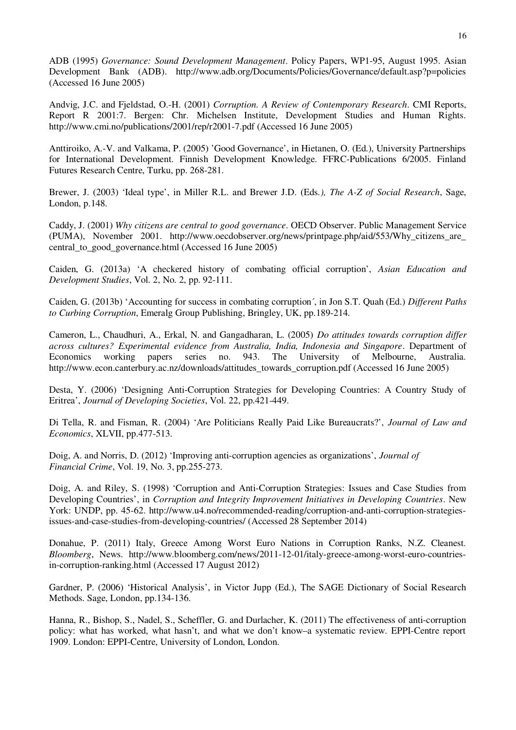ADB (1995) *Governance: Sound Development Management*. Policy Papers, WP1-95, August 1995. Asian Development Bank (ADB). http://www.adb.org/Documents/Policies/Governance/default.asp?p=policies (Accessed 16 June 2005)

Andvig, J.C. and Fjeldstad, O.-H. (2001) *Corruption. A Review of Contemporary Research*. CMI Reports, Report R 2001:7. Bergen: Chr. Michelsen Institute, Development Studies and Human Rights. http://www.cmi.no/publications/2001/rep/r2001-7.pdf (Accessed 16 June 2005)

Anttiroiko, A.-V. and Valkama, P. (2005) 'Good Governance', in Hietanen, O. (Ed.), University Partnerships for International Development. Finnish Development Knowledge. FFRC-Publications 6/2005. Finland Futures Research Centre, Turku, pp. 268-281.

Brewer, J. (2003) 'Ideal type', in Miller R.L. and Brewer J.D. (Eds.*), The A-Z of Social Research*, Sage, London, p.148.

Caddy, J. (2001) *Why citizens are central to good governance*. OECD Observer. Public Management Service (PUMA), November 2001. http://www.oecdobserver.org/news/printpage.php/aid/553/Why_citizens_are_central_to_good_governance.html (Accessed 16 June 2005)

Caiden, G. (2013a) 'A checkered history of combating official corruption', *Asian Education and Development Studies*, Vol. 2, No. 2, pp. 92-111.

Caiden, G. (2013b) 'Accounting for success in combating corruption´, in Jon S.T. Quah (Ed.) *Different Paths to Curbing Corruption*, Emeralg Group Publishing, Bringley, UK, pp.189-214.

Cameron, L., Chaudhuri, A., Erkal, N. and Gangadharan, L. (2005) *Do attitudes towards corruption differ across cultures? Experimental evidence from Australia, India, Indonesia and Singapore*. Department of Economics working papers series no. 943. The University of Melbourne, Australia. http://www.econ.canterbury.ac.nz/downloads/attitudes_towards_corruption.pdf (Accessed 16 June 2005)

Desta, Y. (2006) 'Designing Anti-Corruption Strategies for Developing Countries: A Country Study of Eritrea', *Journal of Developing Societies*, Vol. 22, pp.421-449.

Di Tella, R. and Fisman, R. (2004) 'Are Politicians Really Paid Like Bureaucrats?', *Journal of Law and Economics*, XLVII, pp.477-513.

Doig, A. and Norris, D. (2012) 'Improving anti-corruption agencies as organizations', *Journal of Financial Crime*, Vol. 19, No. 3, pp.255-273.

Doig, A. and Riley, S. (1998) 'Corruption and Anti-Corruption Strategies: Issues and Case Studies from Developing Countries', in *Corruption and Integrity Improvement Initiatives in Developing Countries*. New York: UNDP, pp. 45-62. http://www.u4.no/recommended-reading/corruption-and-anti-corruption-strategies-issues-and-case-studies-from-developing-countries/ (Accessed 28 September 2014)

Donahue, P. (2011) Italy, Greece Among Worst Euro Nations in Corruption Ranks, N.Z. Cleanest. *Bloomberg*, News. http://www.bloomberg.com/news/2011-12-01/italy-greece-among-worst-euro-countries-in-corruption-ranking.html (Accessed 17 August 2012)

Gardner, P. (2006) 'Historical Analysis', in Victor Jupp (Ed.), The SAGE Dictionary of Social Research Methods. Sage, London, pp.134-136.

Hanna, R., Bishop, S., Nadel, S., Scheffler, G. and Durlacher, K. (2011) The effectiveness of anti-corruption policy: what has worked, what hasn't, and what we don't know–a systematic review. EPPI-Centre report 1909. London: EPPI-Centre, University of London, London.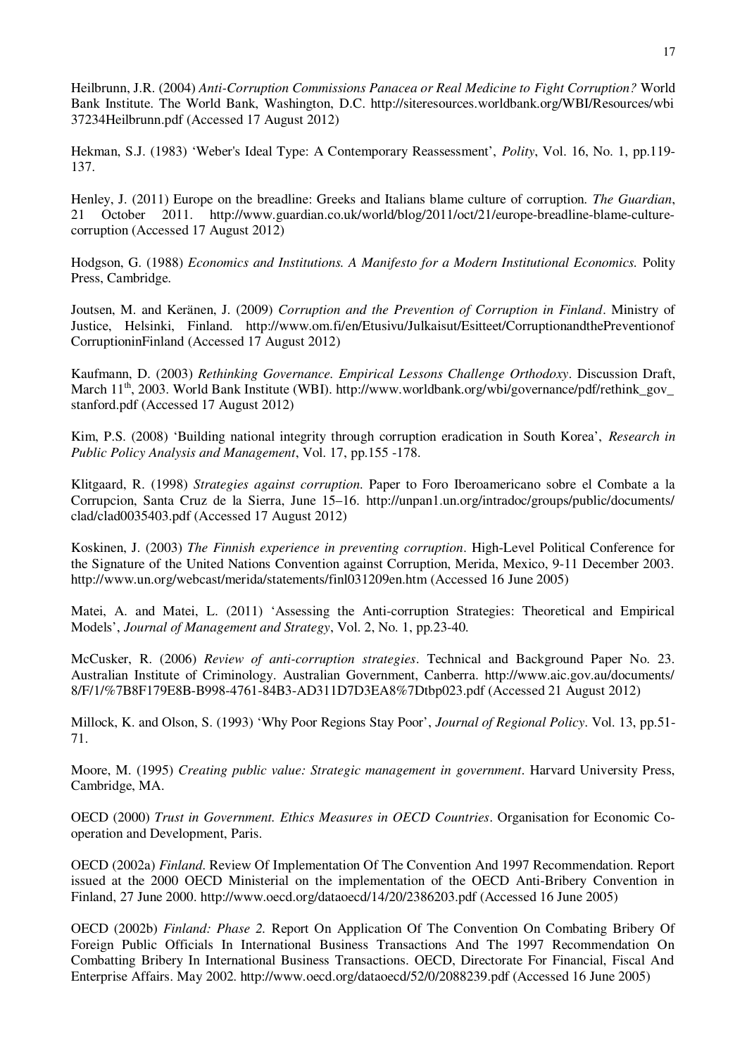Heilbrunn, J.R. (2004) *Anti-Corruption Commissions Panacea or Real Medicine to Fight Corruption?* World Bank Institute. The World Bank, Washington, D.C. http://siteresources.worldbank.org/WBI/Resources/wbi37234Heilbrunn.pdf (Accessed 17 August 2012)

Hekman, S.J. (1983) 'Weber's Ideal Type: A Contemporary Reassessment', *Polity*, Vol. 16, No. 1, pp.119-137.

Henley, J. (2011) Europe on the breadline: Greeks and Italians blame culture of corruption. *The Guardian*, 21 October 2011. http://www.guardian.co.uk/world/blog/2011/oct/21/europe-breadline-blame-culture-corruption (Accessed 17 August 2012)

Hodgson, G. (1988) *Economics and Institutions. A Manifesto for a Modern Institutional Economics.* Polity Press, Cambridge.

Joutsen, M. and Keränen, J. (2009) *Corruption and the Prevention of Corruption in Finland*. Ministry of Justice, Helsinki, Finland. http://www.om.fi/en/Etusivu/Julkaisut/Esitteet/CorruptionandthePreventionofCorruptioninFinland (Accessed 17 August 2012)

Kaufmann, D. (2003) *Rethinking Governance. Empirical Lessons Challenge Orthodoxy*. Discussion Draft, March 11th, 2003. World Bank Institute (WBI). http://www.worldbank.org/wbi/governance/pdf/rethink_gov_stanford.pdf (Accessed 17 August 2012)

Kim, P.S. (2008) 'Building national integrity through corruption eradication in South Korea', *Research in Public Policy Analysis and Management*, Vol. 17, pp.155 -178.

Klitgaard, R. (1998) *Strategies against corruption.* Paper to Foro Iberoamericano sobre el Combate a la Corrupcion, Santa Cruz de la Sierra, June 15–16. http://unpan1.un.org/intradoc/groups/public/documents/clad/clad0035403.pdf (Accessed 17 August 2012)

Koskinen, J. (2003) *The Finnish experience in preventing corruption*. High-Level Political Conference for the Signature of the United Nations Convention against Corruption, Merida, Mexico, 9-11 December 2003. http://www.un.org/webcast/merida/statements/finl031209en.htm (Accessed 16 June 2005)

Matei, A. and Matei, L. (2011) 'Assessing the Anti-corruption Strategies: Theoretical and Empirical Models', *Journal of Management and Strategy*, Vol. 2, No. 1, pp.23-40.

McCusker, R. (2006) *Review of anti-corruption strategies*. Technical and Background Paper No. 23. Australian Institute of Criminology. Australian Government, Canberra. http://www.aic.gov.au/documents/8/F/1/%7B8F179E8B-B998-4761-84B3-AD311D7D3EA8%7Dtbp023.pdf (Accessed 21 August 2012)

Millock, K. and Olson, S. (1993) 'Why Poor Regions Stay Poor', *Journal of Regional Policy*. Vol. 13, pp.51-71.

Moore, M. (1995) *Creating public value: Strategic management in government*. Harvard University Press, Cambridge, MA.

OECD (2000) *Trust in Government. Ethics Measures in OECD Countries*. Organisation for Economic Co-operation and Development, Paris.

OECD (2002a) *Finland.* Review Of Implementation Of The Convention And 1997 Recommendation. Report issued at the 2000 OECD Ministerial on the implementation of the OECD Anti-Bribery Convention in Finland, 27 June 2000. http://www.oecd.org/dataoecd/14/20/2386203.pdf (Accessed 16 June 2005)

OECD (2002b) *Finland: Phase 2.* Report On Application Of The Convention On Combating Bribery Of Foreign Public Officials In International Business Transactions And The 1997 Recommendation On Combatting Bribery In International Business Transactions. OECD, Directorate For Financial, Fiscal And Enterprise Affairs. May 2002. http://www.oecd.org/dataoecd/52/0/2088239.pdf (Accessed 16 June 2005)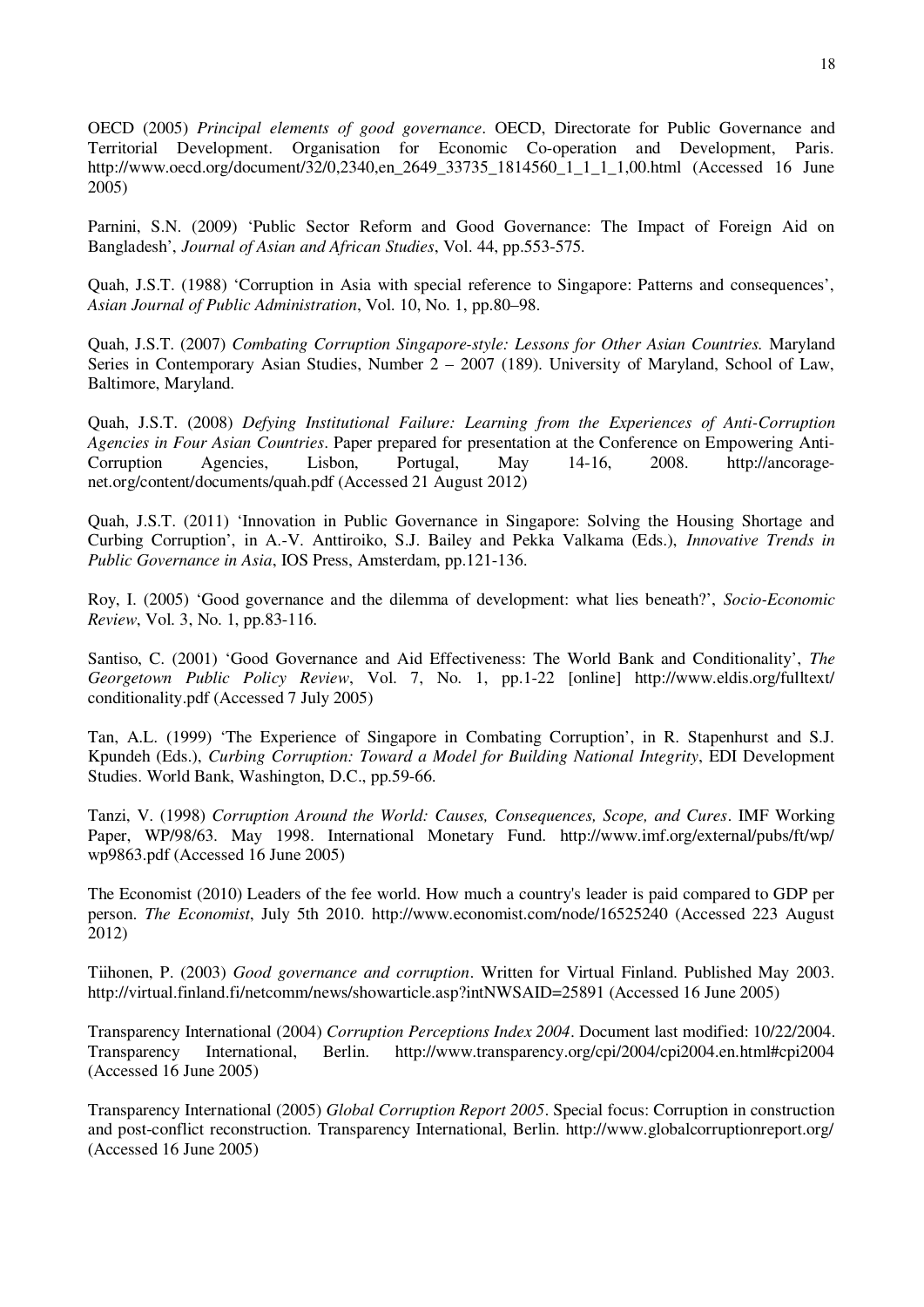OECD (2005) *Principal elements of good governance*. OECD, Directorate for Public Governance and Territorial Development. Organisation for Economic Co-operation and Development, Paris. http://www.oecd.org/document/32/0,2340,en_2649_33735_1814560_1_1_1_1,00.html (Accessed 16 June 2005)

Parnini, S.N. (2009) 'Public Sector Reform and Good Governance: The Impact of Foreign Aid on Bangladesh', *Journal of Asian and African Studies*, Vol. 44, pp.553-575.

Quah, J.S.T. (1988) 'Corruption in Asia with special reference to Singapore: Patterns and consequences', *Asian Journal of Public Administration*, Vol. 10, No. 1, pp.80–98.

Quah, J.S.T. (2007) *Combating Corruption Singapore-style: Lessons for Other Asian Countries.* Maryland Series in Contemporary Asian Studies, Number 2 – 2007 (189). University of Maryland, School of Law, Baltimore, Maryland.

Quah, J.S.T. (2008) *Defying Institutional Failure: Learning from the Experiences of Anti-Corruption Agencies in Four Asian Countries*. Paper prepared for presentation at the Conference on Empowering Anti-Corruption Agencies, Lisbon, Portugal, May 14-16, 2008. http://ancorage-net.org/content/documents/quah.pdf (Accessed 21 August 2012)

Quah, J.S.T. (2011) 'Innovation in Public Governance in Singapore: Solving the Housing Shortage and Curbing Corruption', in A.-V. Anttiroiko, S.J. Bailey and Pekka Valkama (Eds.), *Innovative Trends in Public Governance in Asia*, IOS Press, Amsterdam, pp.121-136.

Roy, I. (2005) 'Good governance and the dilemma of development: what lies beneath?', *Socio-Economic Review*, Vol. 3, No. 1, pp.83-116.

Santiso, C. (2001) 'Good Governance and Aid Effectiveness: The World Bank and Conditionality', *The Georgetown Public Policy Review*, Vol. 7, No. 1, pp.1-22 [online] http://www.eldis.org/fulltext/conditionality.pdf (Accessed 7 July 2005)

Tan, A.L. (1999) 'The Experience of Singapore in Combating Corruption', in R. Stapenhurst and S.J. Kpundeh (Eds.), *Curbing Corruption: Toward a Model for Building National Integrity*, EDI Development Studies. World Bank, Washington, D.C., pp.59-66.

Tanzi, V. (1998) *Corruption Around the World: Causes, Consequences, Scope, and Cures*. IMF Working Paper, WP/98/63. May 1998. International Monetary Fund. http://www.imf.org/external/pubs/ft/wp/wp9863.pdf (Accessed 16 June 2005)

The Economist (2010) Leaders of the fee world. How much a country's leader is paid compared to GDP per person. *The Economist*, July 5th 2010. http://www.economist.com/node/16525240 (Accessed 223 August 2012)

Tiihonen, P. (2003) *Good governance and corruption*. Written for Virtual Finland. Published May 2003. http://virtual.finland.fi/netcomm/news/showarticle.asp?intNWSAID=25891 (Accessed 16 June 2005)

Transparency International (2004) *Corruption Perceptions Index 2004*. Document last modified: 10/22/2004. Transparency International, Berlin. http://www.transparency.org/cpi/2004/cpi2004.en.html#cpi2004 (Accessed 16 June 2005)

Transparency International (2005) *Global Corruption Report 2005*. Special focus: Corruption in construction and post-conflict reconstruction. Transparency International, Berlin. http://www.globalcorruptionreport.org/ (Accessed 16 June 2005)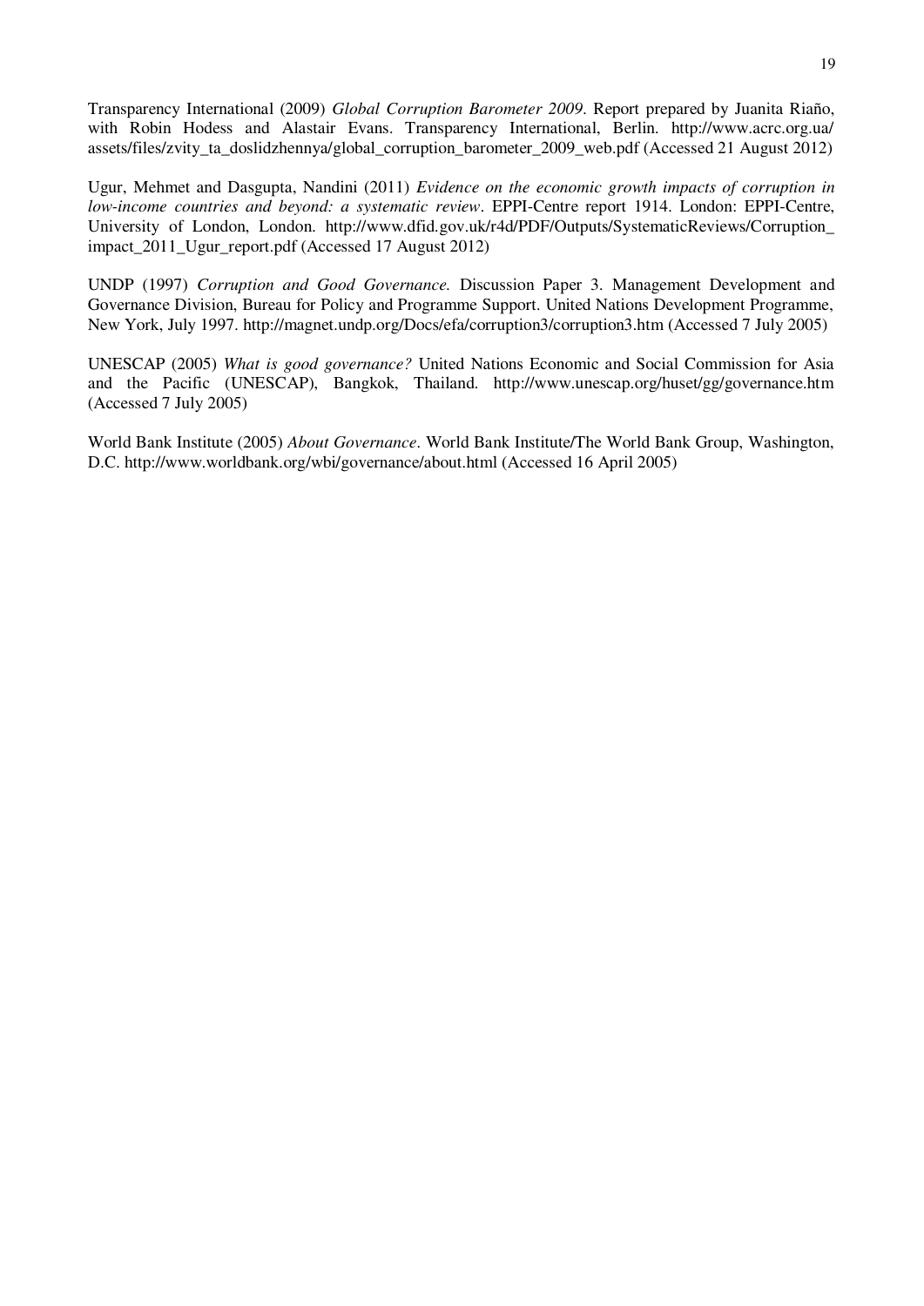Transparency International (2009) *Global Corruption Barometer 2009*. Report prepared by Juanita Riaño, with Robin Hodess and Alastair Evans. Transparency International, Berlin. http://www.acrc.org.ua/assets/files/zvity_ta_doslidzhennya/global_corruption_barometer_2009_web.pdf (Accessed 21 August 2012)

Ugur, Mehmet and Dasgupta, Nandini (2011) *Evidence on the economic growth impacts of corruption in low-income countries and beyond: a systematic review*. EPPI-Centre report 1914. London: EPPI-Centre, University of London, London. http://www.dfid.gov.uk/r4d/PDF/Outputs/SystematicReviews/Corruption_impact_2011_Ugur_report.pdf (Accessed 17 August 2012)

UNDP (1997) *Corruption and Good Governance.* Discussion Paper 3. Management Development and Governance Division, Bureau for Policy and Programme Support. United Nations Development Programme, New York, July 1997. http://magnet.undp.org/Docs/efa/corruption3/corruption3.htm (Accessed 7 July 2005)

UNESCAP (2005) *What is good governance?* United Nations Economic and Social Commission for Asia and the Pacific (UNESCAP), Bangkok, Thailand. http://www.unescap.org/huset/gg/governance.htm (Accessed 7 July 2005)

World Bank Institute (2005) *About Governance*. World Bank Institute/The World Bank Group, Washington, D.C. http://www.worldbank.org/wbi/governance/about.html (Accessed 16 April 2005)